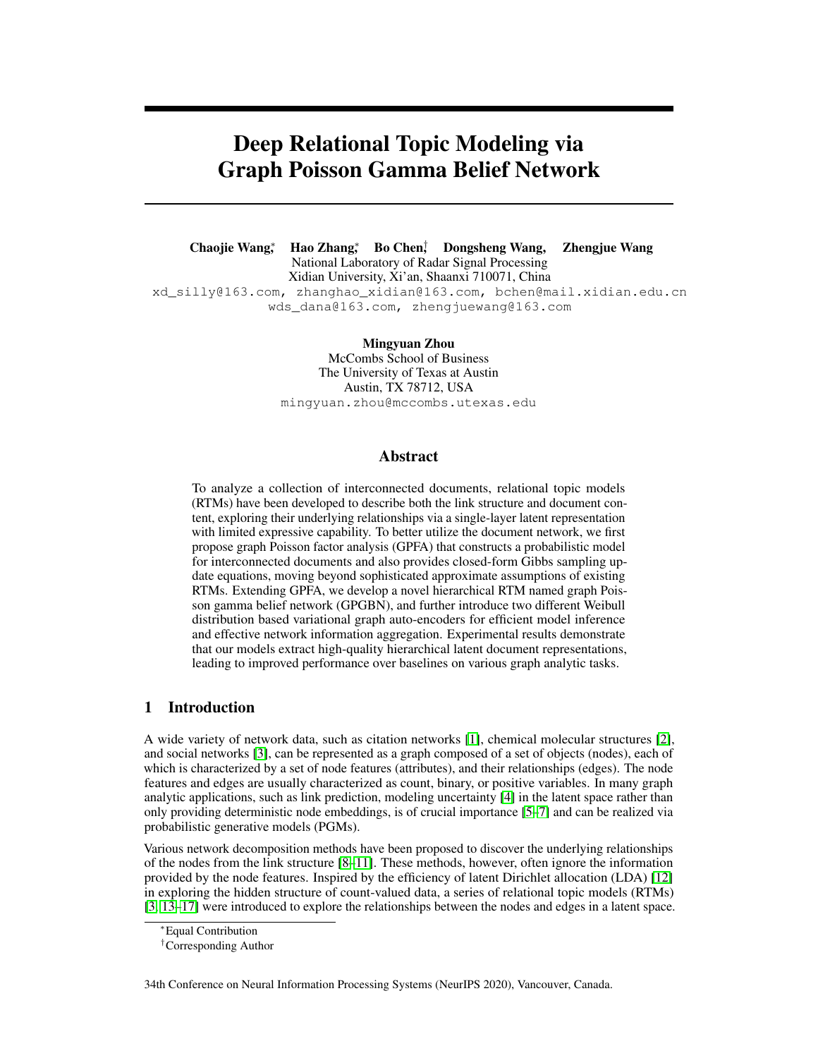# Deep Relational Topic Modeling via Graph Poisson Gamma Belief Network

**Chaojie Wang**[*] **Hao Zhang**[*] **Bo Chen**[†] **Dongsheng Wang,** **Zhengjue Wang**
National Laboratory of Radar Signal Processing
Xidian University, Xi'an, Shaanxi 710071, China
xd_silly@163.com, zhanghao_xidian@163.com, bchen@mail.xidian.edu.cn
wds_dana@163.com, zhengjuewang@163.com

**Mingyuan Zhou**
McCombs School of Business
The University of Texas at Austin
Austin, TX 78712, USA
mingyuan.zhou@mccombs.utexas.edu

## Abstract

To analyze a collection of interconnected documents, relational topic models (RTMs) have been developed to describe both the link structure and document content, exploring their underlying relationships via a single-layer latent representation with limited expressive capability. To better utilize the document network, we first propose graph Poisson factor analysis (GPFA) that constructs a probabilistic model for interconnected documents and also provides closed-form Gibbs sampling update equations, moving beyond sophisticated approximate assumptions of existing RTMs. Extending GPFA, we develop a novel hierarchical RTM named graph Poisson gamma belief network (GPGBN), and further introduce two different Weibull distribution based variational graph auto-encoders for efficient model inference and effective network information aggregation. Experimental results demonstrate that our models extract high-quality hierarchical latent document representations, leading to improved performance over baselines on various graph analytic tasks.

## 1 Introduction

A wide variety of network data, such as citation networks [1], chemical molecular structures [2], and social networks [3], can be represented as a graph composed of a set of objects (nodes), each of which is characterized by a set of node features (attributes), and their relationships (edges). The node features and edges are usually characterized as count, binary, or positive variables. In many graph analytic applications, such as link prediction, modeling uncertainty [4] in the latent space rather than only providing deterministic node embeddings, is of crucial importance [5–7] and can be realized via probabilistic generative models (PGMs).

Various network decomposition methods have been proposed to discover the underlying relationships of the nodes from the link structure [8–11]. These methods, however, often ignore the information provided by the node features. Inspired by the efficiency of latent Dirichlet allocation (LDA) [12] in exploring the hidden structure of count-valued data, a series of relational topic models (RTMs) [3, 13–17] were introduced to explore the relationships between the nodes and edges in a latent space.

[*]Equal Contribution

[†]Corresponding Author

34th Conference on Neural Information Processing Systems (NeurIPS 2020), Vancouver, Canada.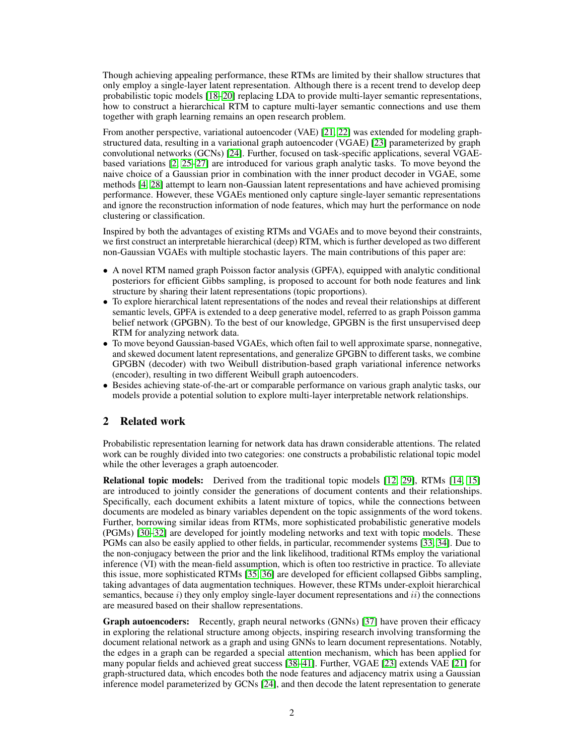Though achieving appealing performance, these RTMs are limited by their shallow structures that only employ a single-layer latent representation. Although there is a recent trend to develop deep probabilistic topic models [18–20] replacing LDA to provide multi-layer semantic representations, how to construct a hierarchical RTM to capture multi-layer semantic connections and use them together with graph learning remains an open research problem.

From another perspective, variational autoencoder (VAE) [21, 22] was extended for modeling graph-structured data, resulting in a variational graph autoencoder (VGAE) [23] parameterized by graph convolutional networks (GCNs) [24]. Further, focused on task-specific applications, several VGAE-based variations [2, 25–27] are introduced for various graph analytic tasks. To move beyond the naive choice of a Gaussian prior in combination with the inner product decoder in VGAE, some methods [4, 28] attempt to learn non-Gaussian latent representations and have achieved promising performance. However, these VGAEs mentioned only capture single-layer semantic representations and ignore the reconstruction information of node features, which may hurt the performance on node clustering or classification.

Inspired by both the advantages of existing RTMs and VGAEs and to move beyond their constraints, we first construct an interpretable hierarchical (deep) RTM, which is further developed as two different non-Gaussian VGAEs with multiple stochastic layers. The main contributions of this paper are:

- A novel RTM named graph Poisson factor analysis (GPFA), equipped with analytic conditional posteriors for efficient Gibbs sampling, is proposed to account for both node features and link structure by sharing their latent representations (topic proportions).
- To explore hierarchical latent representations of the nodes and reveal their relationships at different semantic levels, GPFA is extended to a deep generative model, referred to as graph Poisson gamma belief network (GPGBN). To the best of our knowledge, GPGBN is the first unsupervised deep RTM for analyzing network data.
- To move beyond Gaussian-based VGAEs, which often fail to well approximate sparse, nonnegative, and skewed document latent representations, and generalize GPGBN to different tasks, we combine GPGBN (decoder) with two Weibull distribution-based graph variational inference networks (encoder), resulting in two different Weibull graph autoencoders.
- Besides achieving state-of-the-art or comparable performance on various graph analytic tasks, our models provide a potential solution to explore multi-layer interpretable network relationships.

## 2 Related work

Probabilistic representation learning for network data has drawn considerable attentions. The related work can be roughly divided into two categories: one constructs a probabilistic relational topic model while the other leverages a graph autoencoder.

**Relational topic models:** Derived from the traditional topic models [12, 29], RTMs [14, 15] are introduced to jointly consider the generations of document contents and their relationships. Specifically, each document exhibits a latent mixture of topics, while the connections between documents are modeled as binary variables dependent on the topic assignments of the word tokens. Further, borrowing similar ideas from RTMs, more sophisticated probabilistic generative models (PGMs) [30–32] are developed for jointly modeling networks and text with topic models. These PGMs can also be easily applied to other fields, in particular, recommender systems [33, 34]. Due to the non-conjugacy between the prior and the link likelihood, traditional RTMs employ the variational inference (VI) with the mean-field assumption, which is often too restrictive in practice. To alleviate this issue, more sophisticated RTMs [35, 36] are developed for efficient collapsed Gibbs sampling, taking advantages of data augmentation techniques. However, these RTMs under-exploit hierarchical semantics, because $i$) they only employ single-layer document representations and $ii$) the connections are measured based on their shallow representations.

**Graph autoencoders:** Recently, graph neural networks (GNNs) [37] have proven their efficacy in exploring the relational structure among objects, inspiring research involving transforming the document relational network as a graph and using GNNs to learn document representations. Notably, the edges in a graph can be regarded a special attention mechanism, which has been applied for many popular fields and achieved great success [38–41]. Further, VGAE [23] extends VAE [21] for graph-structured data, which encodes both the node features and adjacency matrix using a Gaussian inference model parameterized by GCNs [24], and then decode the latent representation to generate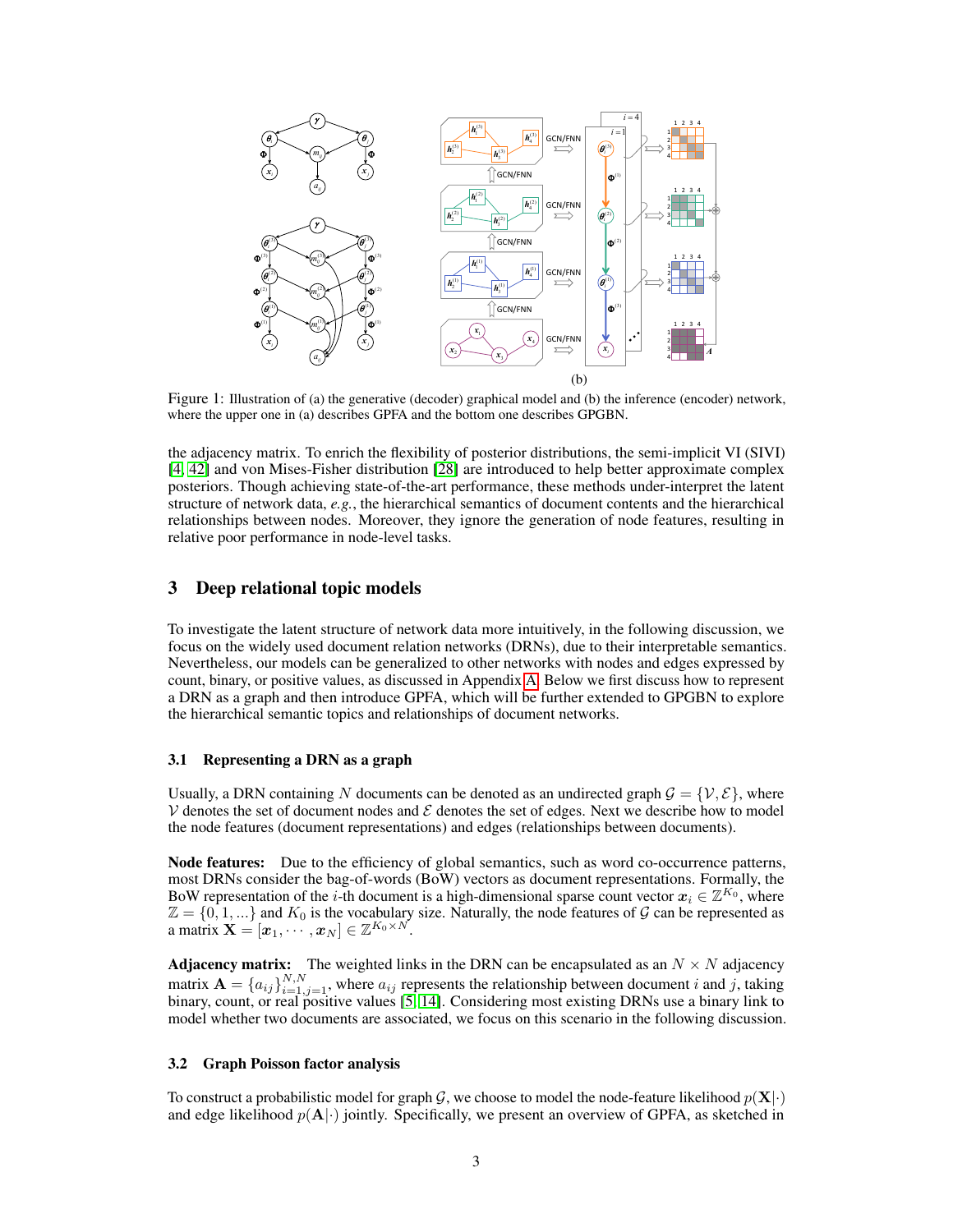Figure 1: Illustration of (a) the generative (decoder) graphical model and (b) the inference (encoder) network, where the upper one in (a) describes GPFA and the bottom one describes GPGBN.

the adjacency matrix. To enrich the flexibility of posterior distributions, the semi-implicit VI (SIVI) [4, 42] and von Mises-Fisher distribution [28] are introduced to help better approximate complex posteriors. Though achieving state-of-the-art performance, these methods under-interpret the latent structure of network data, *e.g.*, the hierarchical semantics of document contents and the hierarchical relationships between nodes. Moreover, they ignore the generation of node features, resulting in relative poor performance in node-level tasks.

## 3 Deep relational topic models

To investigate the latent structure of network data more intuitively, in the following discussion, we focus on the widely used document relation networks (DRNs), due to their interpretable semantics. Nevertheless, our models can be generalized to other networks with nodes and edges expressed by count, binary, or positive values, as discussed in Appendix A. Below we first discuss how to represent a DRN as a graph and then introduce GPFA, which will be further extended to GPGBN to explore the hierarchical semantic topics and relationships of document networks.

### 3.1 Representing a DRN as a graph

Usually, a DRN containing $N$ documents can be denoted as an undirected graph $\mathcal{G} = \{\mathcal{V}, \mathcal{E}\}$, where $\mathcal{V}$ denotes the set of document nodes and $\mathcal{E}$ denotes the set of edges. Next we describe how to model the node features (document representations) and edges (relationships between documents).

**Node features:** Due to the efficiency of global semantics, such as word co-occurrence patterns, most DRNs consider the bag-of-words (BoW) vectors as document representations. Formally, the BoW representation of the $i$-th document is a high-dimensional sparse count vector $\boldsymbol{x}_i \in \mathbb{Z}^{K_0}$, where $\mathbb{Z} = \{0, 1, ...\}$ and $K_0$ is the vocabulary size. Naturally, the node features of $\mathcal{G}$ can be represented as a matrix $\mathbf{X} = [\boldsymbol{x}_1, \cdots, \boldsymbol{x}_N] \in \mathbb{Z}^{K_0 \times N}$.

**Adjacency matrix:** The weighted links in the DRN can be encapsulated as an $N \times N$ adjacency matrix $\mathbf{A} = \{a_{ij}\}_{i=1,j=1}^{N,N}$, where $a_{ij}$ represents the relationship between document $i$ and $j$, taking binary, count, or real positive values [5, 14]. Considering most existing DRNs use a binary link to model whether two documents are associated, we focus on this scenario in the following discussion.

### 3.2 Graph Poisson factor analysis

To construct a probabilistic model for graph $\mathcal{G}$, we choose to model the node-feature likelihood $p(\mathbf{X}|\cdot)$ and edge likelihood $p(\mathbf{A}|\cdot)$ jointly. Specifically, we present an overview of GPFA, as sketched in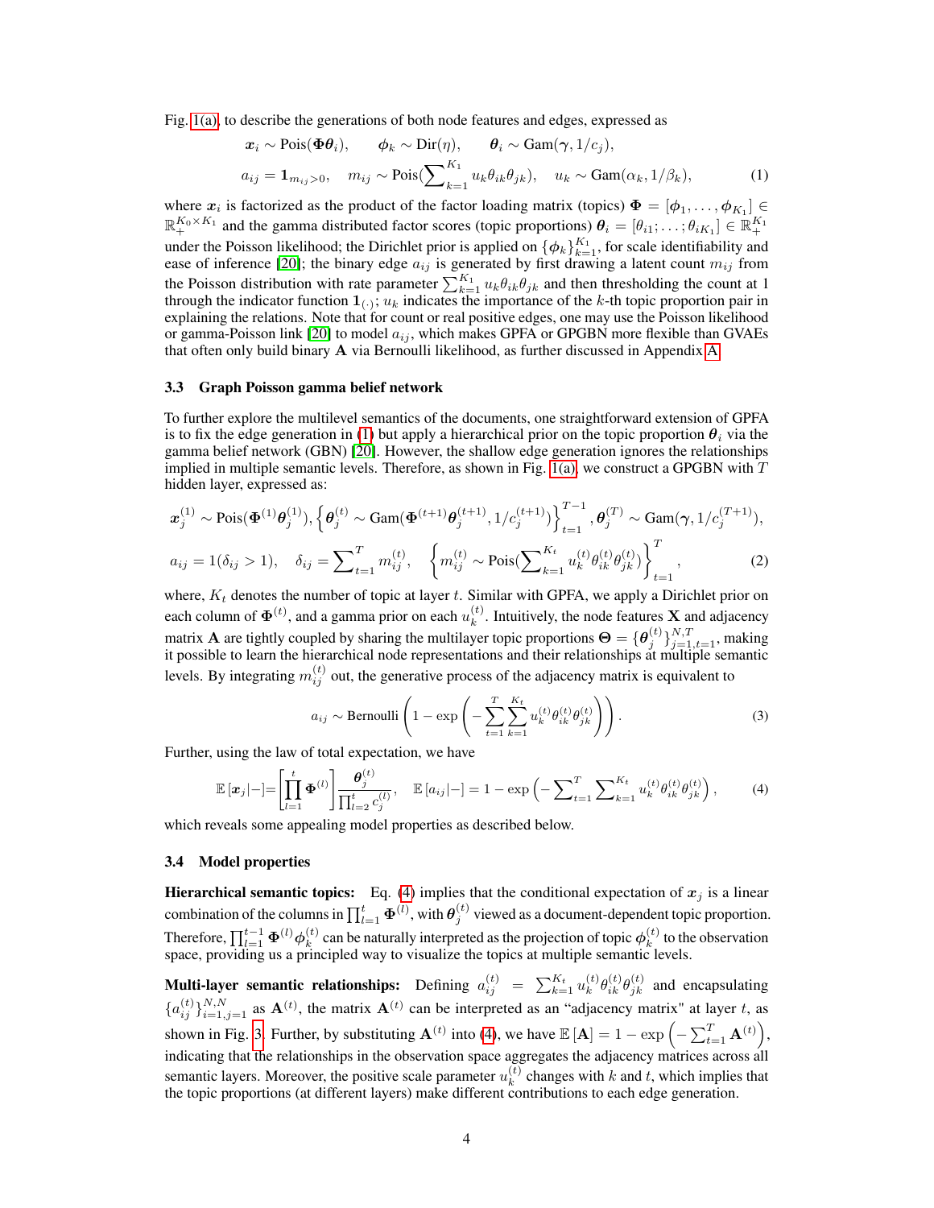Fig. 1(a), to describe the generations of both node features and edges, expressed as

$$
\boldsymbol{x}_i \sim \text{Pois}(\boldsymbol{\Phi}\boldsymbol{\theta}_i), \qquad \boldsymbol{\phi}_k \sim \text{Dir}(\eta), \qquad \boldsymbol{\theta}_i \sim \text{Gam}(\boldsymbol{\gamma}, 1/c_j),
$$

$$
a_{ij} = \mathbf{1}_{m_{ij}>0}, \quad m_{ij} \sim \text{Pois}(\textstyle\sum_{k=1}^{K_1} u_k \theta_{ik}\theta_{jk}), \quad u_k \sim \text{Gam}(\alpha_k, 1/\beta_k), \tag{1}
$$

where $\boldsymbol{x}_i$ is factorized as the product of the factor loading matrix (topics) $\boldsymbol{\Phi} = [\boldsymbol{\phi}_1, \ldots, \boldsymbol{\phi}_{K_1}] \in \mathbb{R}_+^{K_0 \times K_1}$ and the gamma distributed factor scores (topic proportions) $\boldsymbol{\theta}_i = [\theta_{i1}; \ldots; \theta_{iK_1}] \in \mathbb{R}_+^{K_1}$ under the Poisson likelihood; the Dirichlet prior is applied on $\{\boldsymbol{\phi}_k\}_{k=1}^{K_1}$, for scale identifiability and ease of inference [20]; the binary edge $a_{ij}$ is generated by first drawing a latent count $m_{ij}$ from the Poisson distribution with rate parameter $\sum_{k=1}^{K_1} u_k \theta_{ik}\theta_{jk}$ and then thresholding the count at 1 through the indicator function $\mathbf{1}_{(\cdot)}$; $u_k$ indicates the importance of the $k$-th topic proportion pair in explaining the relations. Note that for count or real positive edges, one may use the Poisson likelihood or gamma-Poisson link [20] to model $a_{ij}$, which makes GPFA or GPGBN more flexible than GVAEs that often only build binary $\mathbf{A}$ via Bernoulli likelihood, as further discussed in Appendix A.

### 3.3 Graph Poisson gamma belief network

To further explore the multilevel semantics of the documents, one straightforward extension of GPFA is to fix the edge generation in (1) but apply a hierarchical prior on the topic proportion $\boldsymbol{\theta}_i$ via the gamma belief network (GBN) [20]. However, the shallow edge generation ignores the relationships implied in multiple semantic levels. Therefore, as shown in Fig. 1(a), we construct a GPGBN with $T$ hidden layer, expressed as:

$$
\boldsymbol{x}_j^{(1)} \sim \text{Pois}(\boldsymbol{\Phi}^{(1)}\boldsymbol{\theta}_j^{(1)}), \left\{\boldsymbol{\theta}_j^{(t)} \sim \text{Gam}(\boldsymbol{\Phi}^{(t+1)}\boldsymbol{\theta}_j^{(t+1)}, 1/c_j^{(t+1)})\right\}_{t=1}^{T-1}, \boldsymbol{\theta}_j^{(T)} \sim \text{Gam}(\boldsymbol{\gamma}, 1/c_j^{(T+1)}),
$$

$$
a_{ij} = 1(\delta_{ij} > 1), \quad \delta_{ij} = \textstyle\sum_{t=1}^{T} m_{ij}^{(t)}, \quad \left\{m_{ij}^{(t)} \sim \text{Pois}(\textstyle\sum_{k=1}^{K_t} u_k^{(t)} \theta_{ik}^{(t)} \theta_{jk}^{(t)})\right\}_{t=1}^{T}, \tag{2}
$$

where, $K_t$ denotes the number of topic at layer $t$. Similar with GPFA, we apply a Dirichlet prior on each column of $\boldsymbol{\Phi}^{(t)}$, and a gamma prior on each $u_k^{(t)}$. Intuitively, the node features $\mathbf{X}$ and adjacency matrix $\mathbf{A}$ are tightly coupled by sharing the multilayer topic proportions $\boldsymbol{\Theta} = \{\boldsymbol{\theta}_j^{(t)}\}_{j=1,t=1}^{N,T}$, making it possible to learn the hierarchical node representations and their relationships at multiple semantic levels. By integrating $m_{ij}^{(t)}$ out, the generative process of the adjacency matrix is equivalent to

$$
a_{ij} \sim \text{Bernoulli}\left(1 - \exp\left(-\sum_{t=1}^{T}\sum_{k=1}^{K_t} u_k^{(t)} \theta_{ik}^{(t)} \theta_{jk}^{(t)}\right)\right). \tag{3}
$$

Further, using the law of total expectation, we have

$$
\mathbb{E}\left[\boldsymbol{x}_j|-\right] = \left[\prod_{l=1}^{t} \boldsymbol{\Phi}^{(l)}\right] \frac{\boldsymbol{\theta}_j^{(t)}}{\prod_{l=2}^{t} c_j^{(l)}}, \quad \mathbb{E}\left[a_{ij}|-\right] = 1 - \exp\left(-\textstyle\sum_{t=1}^{T}\sum_{k=1}^{K_t} u_k^{(t)} \theta_{ik}^{(t)} \theta_{jk}^{(t)}\right), \tag{4}
$$

which reveals some appealing model properties as described below.

### 3.4 Model properties

**Hierarchical semantic topics:** Eq. (4) implies that the conditional expectation of $\boldsymbol{x}_j$ is a linear combination of the columns in $\prod_{l=1}^{t} \boldsymbol{\Phi}^{(l)}$, with $\boldsymbol{\theta}_j^{(t)}$ viewed as a document-dependent topic proportion. Therefore, $\prod_{l=1}^{t-1} \boldsymbol{\Phi}^{(l)} \boldsymbol{\phi}_k^{(t)}$ can be naturally interpreted as the projection of topic $\boldsymbol{\phi}_k^{(t)}$ to the observation space, providing us a principled way to visualize the topics at multiple semantic levels.

**Multi-layer semantic relationships:** Defining $a_{ij}^{(t)} = \sum_{k=1}^{K_t} u_k^{(t)} \theta_{ik}^{(t)} \theta_{jk}^{(t)}$ and encapsulating $\{a_{ij}^{(t)}\}_{i=1,j=1}^{N,N}$ as $\mathbf{A}^{(t)}$, the matrix $\mathbf{A}^{(t)}$ can be interpreted as an "adjacency matrix" at layer $t$, as shown in Fig. 3. Further, by substituting $\mathbf{A}^{(t)}$ into (4), we have $\mathbb{E}\left[\mathbf{A}\right] = 1 - \exp\left(-\sum_{t=1}^{T} \mathbf{A}^{(t)}\right)$, indicating that the relationships in the observation space aggregates the adjacency matrices across all semantic layers. Moreover, the positive scale parameter $u_k^{(t)}$ changes with $k$ and $t$, which implies that the topic proportions (at different layers) make different contributions to each edge generation.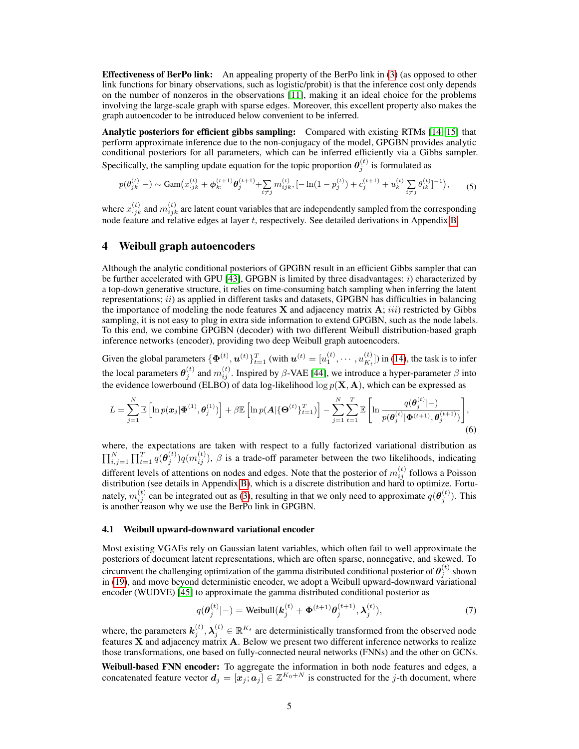**Effectiveness of BerPo link:** An appealing property of the BerPo link in (3) (as opposed to other link functions for binary observations, such as logistic/probit) is that the inference cost only depends on the number of nonzeros in the observations [11], making it an ideal choice for the problems involving the large-scale graph with sparse edges. Moreover, this excellent property also makes the graph autoencoder to be introduced below convenient to be inferred.

**Analytic posteriors for efficient gibbs sampling:** Compared with existing RTMs [14, 15] that perform approximate inference due to the non-conjugacy of the model, GPGBN provides analytic conditional posteriors for all parameters, which can be inferred efficiently via a Gibbs sampler. Specifically, the sampling update equation for the topic proportion $\boldsymbol{\theta}_j^{(t)}$ is formulated as

$$p(\theta_{jk}^{(t)}|-) \sim \mathrm{Gam}\big(x_{\cdot jk}^{(t)} + \boldsymbol{\phi}_{k:}^{(t+1)}\boldsymbol{\theta}_j^{(t+1)} + \sum_{i \neq j} m_{ijk}^{(t)}, [-\ln(1-p_j^{(t)}) + c_j^{(t+1)} + u_k^{(t)} \sum_{i \neq j} \theta_{ik}^{(t)}]^{-1}\big), \tag{5}$$

where $x_{\cdot jk}^{(t)}$ and $m_{ijk}^{(t)}$ are latent count variables that are independently sampled from the corresponding node feature and relative edges at layer $t$, respectively. See detailed derivations in Appendix B.

## 4 Weibull graph autoencoders

Although the analytic conditional posteriors of GPGBN result in an efficient Gibbs sampler that can be further accelerated with GPU [43], GPGBN is limited by three disadvantages: $i)$ characterized by a top-down generative structure, it relies on time-consuming batch sampling when inferring the latent representations; $ii)$ as applied in different tasks and datasets, GPGBN has difficulties in balancing the importance of modeling the node features $\mathbf{X}$ and adjacency matrix $\mathbf{A}$; $iii)$ restricted by Gibbs sampling, it is not easy to plug in extra side information to extend GPGBN, such as the node labels. To this end, we combine GPGBN (decoder) with two different Weibull distribution-based graph inference networks (encoder), providing two deep Weibull graph autoencoders.

Given the global parameters $\{\boldsymbol{\Phi}^{(t)}, \boldsymbol{u}^{(t)}\}_{t=1}^T$ (with $\boldsymbol{u}^{(t)} = [u_1^{(t)}, \cdots, u_{K_t}^{(t)}]$) in (14), the task is to infer the local parameters $\boldsymbol{\theta}_j^{(t)}$ and $m_{ij}^{(t)}$. Inspired by $\beta$-VAE [44], we introduce a hyper-parameter $\beta$ into the evidence lowerbound (ELBO) of data log-likelihood $\log p(\mathbf{X}, \mathbf{A})$, which can be expressed as

$$L = \sum_{j=1}^N \mathbb{E}\left[\ln p(\boldsymbol{x}_j|\boldsymbol{\Phi}^{(1)}, \boldsymbol{\theta}_j^{(1)})\right] + \beta \mathbb{E}\left[\ln p(\boldsymbol{A}|\{\boldsymbol{\Theta}^{(t)}\}_{t=1}^T)\right] - \sum_{j=1}^N \sum_{t=1}^T \mathbb{E}\left[\ln \frac{q(\boldsymbol{\theta}_j^{(t)}|-)}{p(\boldsymbol{\theta}_j^{(t)}|\boldsymbol{\Phi}^{(t+1)}, \boldsymbol{\theta}_j^{(t+1)})}\right], \tag{6}$$

where, the expectations are taken with respect to a fully factorized variational distribution as $\prod_{i,j=1}^N \prod_{t=1}^T q(\boldsymbol{\theta}_j^{(t)}) q(m_{ij}^{(t)})$, $\beta$ is a trade-off parameter between the two likelihoods, indicating different levels of attentions on nodes and edges. Note that the posterior of $m_{ij}^{(t)}$ follows a Poisson distribution (see details in Appendix B), which is a discrete distribution and hard to optimize. Fortunately, $m_{ij}^{(t)}$ can be integrated out as (3), resulting in that we only need to approximate $q(\boldsymbol{\theta}_j^{(t)})$. This is another reason why we use the BerPo link in GPGBN.

### 4.1 Weibull upward-downward variational encoder

Most existing VGAEs rely on Gaussian latent variables, which often fail to well approximate the posteriors of document latent representations, which are often sparse, nonnegative, and skewed. To circumvent the challenging optimization of the gamma distributed conditional posterior of $\boldsymbol{\theta}_j^{(t)}$ shown in (19), and move beyond deterministic encoder, we adopt a Weibull upward-downward variational encoder (WUDVE) [45] to approximate the gamma distributed conditional posterior as

$$q(\boldsymbol{\theta}_j^{(t)}|-) = \mathrm{Weibull}(\boldsymbol{k}_j^{(t)} + \boldsymbol{\Phi}^{(t+1)}\boldsymbol{\theta}_j^{(t+1)}, \boldsymbol{\lambda}_j^{(t)}), \tag{7}$$

where, the parameters $\boldsymbol{k}_j^{(t)}, \boldsymbol{\lambda}_j^{(t)} \in \mathbb{R}^{K_t}$ are deterministically transformed from the observed node features $\mathbf{X}$ and adjacency matrix $\mathbf{A}$. Below we present two different inference networks to realize those transformations, one based on fully-connected neural networks (FNNs) and the other on GCNs.

**Weibull-based FNN encoder:** To aggregate the information in both node features and edges, a concatenated feature vector $\boldsymbol{d}_j = [\boldsymbol{x}_j; \boldsymbol{a}_j] \in \mathbb{Z}^{K_0+N}$ is constructed for the $j$-th document, where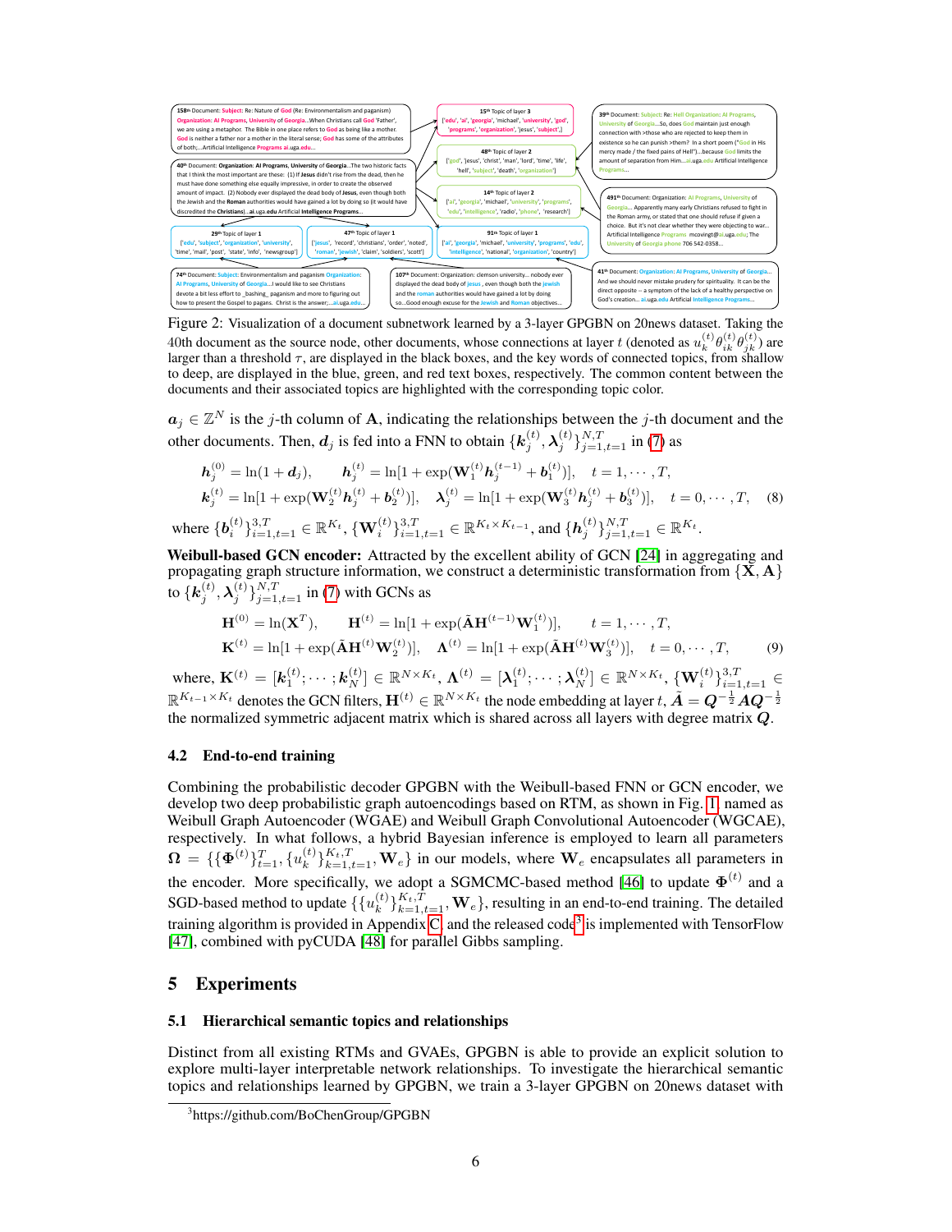158th Document: Subject: Re: Nature of God (Re: Environmentalism and paganism) Organization: AI Programs, University of Georgia...When Christians call God 'Father', we are using a metaphor. The Bible in one place refers to God as being like a mother. God is neither a father nor a mother in the literal sense; God has some of the attributes of both;...Artificial Intelligence Programs ai.uga.edu...

40th Document: Organization: AI Programs, University of Georgia...The two historic facts that I think the most important are these: (1) If Jesus didn't rise from the dead, then he must have done something else equally impressive, in order to create the observed amount of impact. (2) Nobody ever displayed the dead body of Jesus, even though both the Jewish and the Roman authorities would have gained a lot by doing so (it would have discredited the Christians)...ai.uga.edu Artificial Intelligence Programs...

15th Topic of layer 3
['edu', 'ai', 'georgia', 'michael', 'university', 'god', 'programs', 'organization', 'jesus', 'subject',]

48th Topic of layer 2
['god', 'jesus', 'christ', 'man', 'lord', 'time', 'life', 'hell', 'subject', 'death', 'organization']

14th Topic of layer 2
['ai', 'georgia', 'michael', 'university', 'programs', 'edu', 'intelligence', 'radio', 'phone', 'research']

39th Document: Subject: Re: Hell Organization: AI Programs, University of Georgia...So, does God maintain just enough connection with >those who are rejected to keep them in existence so he can punish >them? In a short poem ("God in His mercy made / the fixed pains of Hell")...because God limits the amount of separation from Him....ai.uga.edu Artificial Intelligence Programs...

491th Document: Organization: AI Programs, University of Georgia... Apparently many early Christians refused to fight in the Roman army, or stated that one should refuse if given a choice. But it's not clear whether they were objecting to war... Artificial Intelligence Programs mcovingt@ai.uga.edu; The University of Georgia phone 706 542-0358...

29th Topic of layer 1
['edu', 'subject', 'organization', 'university', 'time', 'mail', 'post', 'state', 'info', 'newsgroup']

47th Topic of layer 1
['jesus', 'record', 'christians', 'order', 'noted', 'roman', 'jewish', 'claim', 'soldiers', 'scott']

91th Topic of layer 1
['ai', 'georgia', 'michael', 'university', 'programs', 'edu', 'intelligence', 'national', 'organization', 'country']

74th Document: Subject: Environmentalism and paganism Organization: AI Programs, University of Georgia...I would like to see Christians devote a bit less effort to _bashing_ paganism and more to figuring out how to present the Gospel to pagans. Christ is the answer;...ai.uga.edu...

107th Document: Organization: clemson university... nobody ever displayed the dead body of jesus , even though both the jewish and the roman authorities would have gained a lot by doing so...Good enough excuse for the Jewish and Roman objectives...

41th Document: Organization: AI Programs, University of Georgia... And we should never mistake prudery for spirituality. It can be the direct opposite -- a symptom of the lack of a healthy perspective on God's creation... ai.uga.edu Artificial Intelligence Programs...

Figure 2: Visualization of a document subnetwork learned by a 3-layer GPGBN on 20news dataset. Taking the 40th document as the source node, other documents, whose connections at layer $t$ (denoted as $u_k^{(t)}\theta_{ik}^{(t)}\theta_{jk}^{(t)}$) are larger than a threshold $\tau$, are displayed in the black boxes, and the key words of connected topics, from shallow to deep, are displayed in the blue, green, and red text boxes, respectively. The common content between the documents and their associated topics are highlighted with the corresponding topic color.

$\boldsymbol{a}_j \in \mathbb{Z}^N$ is the $j$-th column of $\mathbf{A}$, indicating the relationships between the $j$-th document and the other documents. Then, $\boldsymbol{d}_j$ is fed into a FNN to obtain $\{\boldsymbol{k}_j^{(t)}, \boldsymbol{\lambda}_j^{(t)}\}_{j=1,t=1}^{N,T}$ in (7) as

$$
\begin{aligned}
&\boldsymbol{h}_j^{(0)} = \ln(1+\boldsymbol{d}_j), \qquad \boldsymbol{h}_j^{(t)} = \ln[1+\exp(\mathbf{W}_1^{(t)}\boldsymbol{h}_j^{(t-1)} + \boldsymbol{b}_1^{(t)})], \quad t=1,\cdots,T, \\
&\boldsymbol{k}_j^{(t)} = \ln[1+\exp(\mathbf{W}_2^{(t)}\boldsymbol{h}_j^{(t)} + \boldsymbol{b}_2^{(t)})], \quad \boldsymbol{\lambda}_j^{(t)} = \ln[1+\exp(\mathbf{W}_3^{(t)}\boldsymbol{h}_j^{(t)} + \boldsymbol{b}_3^{(t)})], \quad t=0,\cdots,T,
\end{aligned} \tag{8}
$$

where $\{\boldsymbol{b}_i^{(t)}\}_{i=1,t=1}^{3,T} \in \mathbb{R}^{K_t}$, $\{\mathbf{W}_i^{(t)}\}_{i=1,t=1}^{3,T} \in \mathbb{R}^{K_t \times K_{t-1}}$, and $\{\boldsymbol{h}_j^{(t)}\}_{j=1,t=1}^{N,T} \in \mathbb{R}^{K_t}$.

**Weibull-based GCN encoder:** Attracted by the excellent ability of GCN [24] in aggregating and propagating graph structure information, we construct a deterministic transformation from $\{\mathbf{X}, \mathbf{A}\}$ to $\{\boldsymbol{k}_j^{(t)}, \boldsymbol{\lambda}_j^{(t)}\}_{j=1,t=1}^{N,T}$ in (7) with GCNs as

$$
\begin{aligned}
&\mathbf{H}^{(0)} = \ln(\mathbf{X}^T), \qquad \mathbf{H}^{(t)} = \ln[1+\exp(\tilde{\mathbf{A}}\mathbf{H}^{(t-1)}\mathbf{W}_1^{(t)})], \qquad t=1,\cdots,T, \\
&\mathbf{K}^{(t)} = \ln[1+\exp(\tilde{\mathbf{A}}\mathbf{H}^{(t)}\mathbf{W}_2^{(t)})], \quad \boldsymbol{\Lambda}^{(t)} = \ln[1+\exp(\tilde{\mathbf{A}}\mathbf{H}^{(t)}\mathbf{W}_3^{(t)})], \quad t=0,\cdots,T,
\end{aligned} \tag{9}
$$

where, $\mathbf{K}^{(t)} = [\boldsymbol{k}_1^{(t)};\cdots;\boldsymbol{k}_N^{(t)}] \in \mathbb{R}^{N \times K_t}$, $\boldsymbol{\Lambda}^{(t)} = [\boldsymbol{\lambda}_1^{(t)};\cdots;\boldsymbol{\lambda}_N^{(t)}] \in \mathbb{R}^{N \times K_t}$, $\{\mathbf{W}_i^{(t)}\}_{i=1,t=1}^{3,T} \in \mathbb{R}^{K_{t-1} \times K_t}$ denotes the GCN filters, $\mathbf{H}^{(t)} \in \mathbb{R}^{N \times K_t}$ the node embedding at layer $t$, $\tilde{\boldsymbol{A}} = \boldsymbol{Q}^{-\frac{1}{2}}\boldsymbol{A}\boldsymbol{Q}^{-\frac{1}{2}}$ the normalized symmetric adjacent matrix which is shared across all layers with degree matrix $\boldsymbol{Q}$.

### 4.2 End-to-end training

Combining the probabilistic decoder GPGBN with the Weibull-based FNN or GCN encoder, we develop two deep probabilistic graph autoencodings based on RTM, as shown in Fig. 1, named as Weibull Graph Autoencoder (WGAE) and Weibull Graph Convolutional Autoencoder (WGCAE), respectively. In what follows, a hybrid Bayesian inference is employed to learn all parameters $\boldsymbol{\Omega} = \{\{\boldsymbol{\Phi}^{(t)}\}_{t=1}^{T}, \{u_k^{(t)}\}_{k=1,t=1}^{K_t,T}, \mathbf{W}_e\}$ in our models, where $\mathbf{W}_e$ encapsulates all parameters in the encoder. More specifically, we adopt a SGMCMC-based method [46] to update $\boldsymbol{\Phi}^{(t)}$ and a SGD-based method to update $\{\{u_k^{(t)}\}_{k=1,t=1}^{K_t,T}, \mathbf{W}_e\}$, resulting in an end-to-end training. The detailed training algorithm is provided in Appendix C, and the released code[3] is implemented with TensorFlow [47], combined with pyCUDA [48] for parallel Gibbs sampling.

## 5 Experiments

### 5.1 Hierarchical semantic topics and relationships

Distinct from all existing RTMs and GVAEs, GPGBN is able to provide an explicit solution to explore multi-layer interpretable network relationships. To investigate the hierarchical semantic topics and relationships learned by GPGBN, we train a 3-layer GPGBN on 20news dataset with

[3] https://github.com/BoChenGroup/GPGBN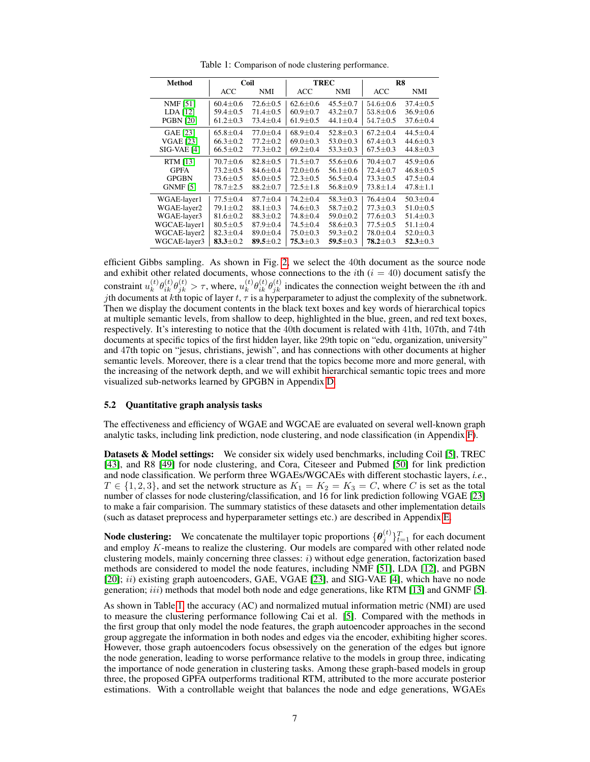Table 1: Comparison of node clustering performance.

| Method | Coil | | TREC | | R8 | |
|---|---|---|---|---|---|---|
| | ACC | NMI | ACC | NMI | ACC | NMI |
| NMF [51] | 60.4±0.6 | 72.6±0.5 | 62.6±0.6 | 45.5±0.7 | 54.6±0.6 | 37.4±0.5 |
| LDA [12] | 59.4±0.5 | 71.4±0.5 | 60.9±0.7 | 43.2±0.7 | 53.8±0.6 | 36.9±0.6 |
| PGBN [20] | 61.2±0.3 | 73.4±0.4 | 61.9±0.5 | 44.1±0.4 | 54.7±0.5 | 37.6±0.4 |
| GAE [23] | 65.8±0.4 | 77.0±0.4 | 68.9±0.4 | 52.8±0.3 | 67.2±0.4 | 44.5±0.4 |
| VGAE [23] | 66.3±0.2 | 77.2±0.2 | 69.0±0.3 | 53.0±0.3 | 67.4±0.3 | 44.6±0.3 |
| SIG-VAE [4] | 66.5±0.2 | 77.3±0.2 | 69.2±0.4 | 53.3±0.3 | 67.5±0.3 | 44.8±0.3 |
| RTM [13] | 70.7±0.6 | 82.8±0.5 | 71.5±0.7 | 55.6±0.6 | 70.4±0.7 | 45.9±0.6 |
| GPFA | 73.2±0.5 | 84.6±0.4 | 72.0±0.6 | 56.1±0.6 | 72.4±0.7 | 46.8±0.5 |
| GPGBN | 73.6±0.5 | 85.0±0.5 | 72.3±0.5 | 56.5±0.4 | 73.3±0.5 | 47.5±0.4 |
| GNMF [5] | 78.7±2.5 | 88.2±0.7 | 72.5±1.8 | 56.8±0.9 | 73.8±1.4 | 47.8±1.1 |
| WGAE-layer1 | 77.5±0.4 | 87.7±0.4 | 74.2±0.4 | 58.3±0.3 | 76.4±0.4 | 50.3±0.4 |
| WGAE-layer2 | 79.1±0.2 | 88.1±0.3 | 74.6±0.3 | 58.7±0.2 | 77.3±0.3 | 51.0±0.5 |
| WGAE-layer3 | 81.6±0.2 | 88.3±0.2 | 74.8±0.4 | 59.0±0.2 | 77.6±0.3 | 51.4±0.3 |
| WGCAE-layer1 | 80.5±0.5 | 87.9±0.4 | 74.5±0.4 | 58.6±0.3 | 77.5±0.5 | 51.1±0.4 |
| WGCAE-layer2 | 82.3±0.4 | 89.0±0.4 | 75.0±0.3 | 59.3±0.2 | 78.0±0.4 | 52.0±0.3 |
| WGCAE-layer3 | **83.3**±0.2 | **89.5**±0.2 | **75.3**±0.3 | **59.5**±0.3 | **78.2**±0.3 | **52.3**±0.3 |

efficient Gibbs sampling. As shown in Fig. 2, we select the 40th document as the source node and exhibit other related documents, whose connections to the $i$th ($i = 40$) document satisfy the constraint $u_k^{(t)}\theta_{ik}^{(t)}\theta_{jk}^{(t)} > \tau$, where, $u_k^{(t)}\theta_{ik}^{(t)}\theta_{jk}^{(t)}$ indicates the connection weight between the $i$th and $j$th documents at $k$th topic of layer $t$, $\tau$ is a hyperparameter to adjust the complexity of the subnetwork. Then we display the document contents in the black text boxes and key words of hierarchical topics at multiple semantic levels, from shallow to deep, highlighted in the blue, green, and red text boxes, respectively. It's interesting to notice that the 40th document is related with 41th, 107th, and 74th documents at specific topics of the first hidden layer, like 29th topic on "edu, organization, university" and 47th topic on "jesus, christians, jewish", and has connections with other documents at higher semantic levels. Moreover, there is a clear trend that the topics become more and more general, with the increasing of the network depth, and we will exhibit hierarchical semantic topic trees and more visualized sub-networks learned by GPGBN in Appendix D.

### 5.2 Quantitative graph analysis tasks

The effectiveness and efficiency of WGAE and WGCAE are evaluated on several well-known graph analytic tasks, including link prediction, node clustering, and node classification (in Appendix F).

**Datasets & Model settings:** We consider six widely used benchmarks, including Coil [5], TREC [43], and R8 [49] for node clustering, and Cora, Citeseer and Pubmed [50] for link prediction and node classification. We perform three WGAEs/WGCAEs with different stochastic layers, *i.e.*, $T \in \{1, 2, 3\}$, and set the network structure as $K_1 = K_2 = K_3 = C$, where $C$ is set as the total number of classes for node clustering/classification, and 16 for link prediction following VGAE [23] to make a fair comparision. The summary statistics of these datasets and other implementation details (such as dataset preprocess and hyperparameter settings etc.) are described in Appendix E.

**Node clustering:** We concatenate the multilayer topic proportions $\{\boldsymbol{\theta}_j^{(t)}\}_{t=1}^T$ for each document and employ $K$-means to realize the clustering. Our models are compared with other related node clustering models, mainly concerning three classes: $i$) without edge generation, factorization based methods are considered to model the node features, including NMF [51], LDA [12], and PGBN [20]; $ii$) existing graph autoencoders, GAE, VGAE [23], and SIG-VAE [4], which have no node generation; $iii$) methods that model both node and edge generations, like RTM [13] and GNMF [5].

As shown in Table 1, the accuracy (AC) and normalized mutual information metric (NMI) are used to measure the clustering performance following Cai et al. [5]. Compared with the methods in the first group that only model the node features, the graph autoencoder approaches in the second group aggregate the information in both nodes and edges via the encoder, exhibiting higher scores. However, those graph autoencoders focus obsessively on the generation of the edges but ignore the node generation, leading to worse performance relative to the models in group three, indicating the importance of node generation in clustering tasks. Among these graph-based models in group three, the proposed GPFA outperforms traditional RTM, attributed to the more accurate posterior estimations. With a controllable weight that balances the node and edge generations, WGAEs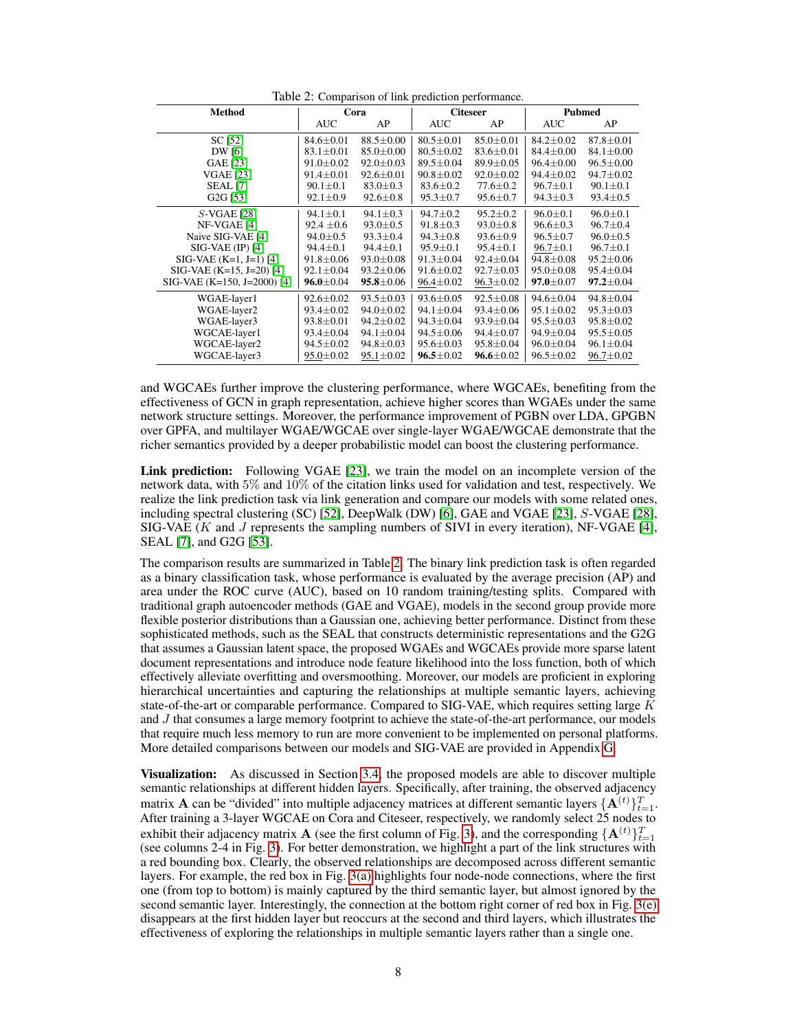Table 2: Comparison of link prediction performance.

| Method | Cora | | Citeseer | | Pubmed | |
|---|---|---|---|---|---|---|
| | AUC | AP | AUC | AP | AUC | AP |
| SC [52] | 84.6±0.01 | 88.5±0.00 | 80.5±0.01 | 85.0±0.01 | 84.2±0.02 | 87.8±0.01 |
| DW [6] | 83.1±0.01 | 85.0±0.00 | 80.5±0.02 | 83.6±0.01 | 84.4±0.00 | 84.1±0.00 |
| GAE [23] | 91.0±0.02 | 92.0±0.03 | 89.5±0.04 | 89.9±0.05 | 96.4±0.00 | 96.5±0.00 |
| VGAE [23] | 91.4±0.01 | 92.6±0.01 | 90.8±0.02 | 92.0±0.02 | 94.4±0.02 | 94.7±0.02 |
| SEAL [7] | 90.1±0.1 | 83.0±0.3 | 83.6±0.2 | 77.6±0.2 | 96.7±0.1 | 90.1±0.1 |
| G2G [53] | 92.1±0.9 | 92.6±0.8 | 95.3±0.7 | 95.6±0.7 | 94.3±0.3 | 93.4±0.5 |
| $S$-VGAE [28] | 94.1±0.1 | 94.1±0.3 | 94.7±0.2 | 95.2±0.2 | 96.0±0.1 | 96.0±0.1 |
| NF-VGAE [4] | 92.4 ±0.6 | 93.0±0.5 | 91.8±0.3 | 93.0±0.8 | 96.6±0.3 | 96.7±0.4 |
| Naive SIG-VAE [4] | 94.0±0.5 | 93.3±0.4 | 94.3±0.8 | 93.6±0.9 | 96.5±0.7 | 96.0±0.5 |
| SIG-VAE (IP) [4] | 94.4±0.1 | 94.4±0.1 | 95.9±0.1 | 95.4±0.1 | <u>96.7</u>±0.1 | 96.7±0.1 |
| SIG-VAE (K=1, J=1) [4] | 91.8±0.06 | 93.0±0.08 | 91.3±0.04 | 92.4±0.04 | 94.8±0.08 | 95.2±0.06 |
| SIG-VAE (K=15, J=20) [4] | 92.1±0.04 | 93.2±0.06 | 91.6±0.02 | 92.7±0.03 | 95.0±0.08 | 95.4±0.04 |
| SIG-VAE (K=150, J=2000) [4] | **96.0**±0.04 | **95.8**±0.06 | <u>96.4</u>±0.02 | <u>96.3</u>±0.02 | **97.0**±0.07 | **97.2**±0.04 |
| WGAE-layer1 | 92.6±0.02 | 93.5±0.03 | 93.6±0.05 | 92.5±0.08 | 94.6±0.04 | 94.8±0.04 |
| WGAE-layer2 | 93.4±0.02 | 94.0±0.02 | 94.1±0.04 | 93.4±0.06 | 95.1±0.02 | 95.3±0.03 |
| WGAE-layer3 | 93.8±0.01 | 94.2±0.02 | 94.3±0.04 | 93.9±0.04 | 95.5±0.03 | 95.8±0.02 |
| WGCAE-layer1 | 93.4±0.04 | 94.1±0.04 | 94.5±0.06 | 94.4±0.07 | 94.9±0.04 | 95.5±0.05 |
| WGCAE-layer2 | 94.5±0.02 | 94.8±0.03 | 95.6±0.03 | 95.8±0.04 | 96.0±0.04 | 96.1±0.04 |
| WGCAE-layer3 | <u>95.0</u>±0.02 | <u>95.1</u>±0.02 | **96.5**±0.02 | **96.6**±0.02 | 96.5±0.02 | <u>96.7</u>±0.02 |

and WGCAEs further improve the clustering performance, where WGCAEs, benefiting from the effectiveness of GCN in graph representation, achieve higher scores than WGAEs under the same network structure settings. Moreover, the performance improvement of PGBN over LDA, GPGBN over GPFA, and multilayer WGAE/WGCAE over single-layer WGAE/WGCAE demonstrate that the richer semantics provided by a deeper probabilistic model can boost the clustering performance.

**Link prediction:** Following VGAE [23], we train the model on an incomplete version of the network data, with 5% and 10% of the citation links used for validation and test, respectively. We realize the link prediction task via link generation and compare our models with some related ones, including spectral clustering (SC) [52], DeepWalk (DW) [6], GAE and VGAE [23], $S$-VGAE [28], SIG-VAE ($K$ and $J$ represents the sampling numbers of SIVI in every iteration), NF-VGAE [4], SEAL [7], and G2G [53].

The comparison results are summarized in Table 2. The binary link prediction task is often regarded as a binary classification task, whose performance is evaluated by the average precision (AP) and area under the ROC curve (AUC), based on 10 random training/testing splits. Compared with traditional graph autoencoder methods (GAE and VGAE), models in the second group provide more flexible posterior distributions than a Gaussian one, achieving better performance. Distinct from these sophisticated methods, such as the SEAL that constructs deterministic representations and the G2G that assumes a Gaussian latent space, the proposed WGAEs and WGCAEs provide more sparse latent document representations and introduce node feature likelihood into the loss function, both of which effectively alleviate overfitting and oversmoothing. Moreover, our models are proficient in exploring hierarchical uncertainties and capturing the relationships at multiple semantic layers, achieving state-of-the-art or comparable performance. Compared to SIG-VAE, which requires setting large $K$ and $J$ that consumes a large memory footprint to achieve the state-of-the-art performance, our models that require much less memory to run are more convenient to be implemented on personal platforms. More detailed comparisons between our models and SIG-VAE are provided in Appendix G.

**Visualization:** As discussed in Section 3.4, the proposed models are able to discover multiple semantic relationships at different hidden layers. Specifically, after training, the observed adjacency matrix $\mathbf{A}$ can be "divided" into multiple adjacency matrices at different semantic layers $\{\mathbf{A}^{(t)}\}_{t=1}^{T}$. After training a 3-layer WGCAE on Cora and Citeseer, respectively, we randomly select 25 nodes to exhibit their adjacency matrix $\mathbf{A}$ (see the first column of Fig. 3), and the corresponding $\{\mathbf{A}^{(t)}\}_{t=1}^{T}$ (see columns 2-4 in Fig. 3). For better demonstration, we highlight a part of the link structures with a red bounding box. Clearly, the observed relationships are decomposed across different semantic layers. For example, the red box in Fig. 3(a) highlights four node-node connections, where the first one (from top to bottom) is mainly captured by the third semantic layer, but almost ignored by the second semantic layer. Interestingly, the connection at the bottom right corner of red box in Fig. 3(e) disappears at the first hidden layer but reoccurs at the second and third layers, which illustrates the effectiveness of exploring the relationships in multiple semantic layers rather than a single one.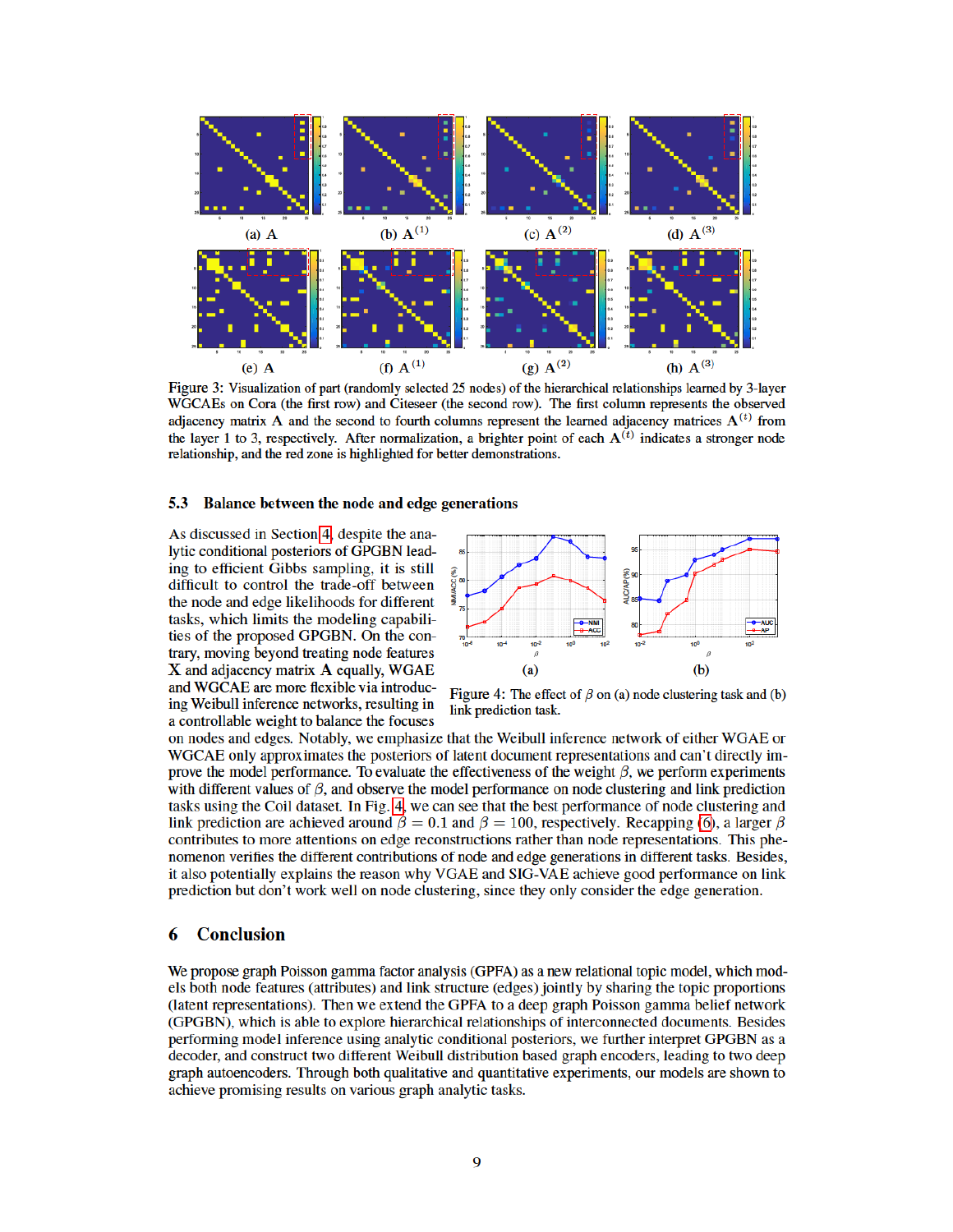(a) $\mathbf{A}$ (b) $\mathbf{A}^{(1)}$ (c) $\mathbf{A}^{(2)}$ (d) $\mathbf{A}^{(3)}$

(e) $\mathbf{A}$ (f) $\mathbf{A}^{(1)}$ (g) $\mathbf{A}^{(2)}$ (h) $\mathbf{A}^{(3)}$

Figure 3: Visualization of part (randomly selected 25 nodes) of the hierarchical relationships learned by 3-layer WGCAEs on Cora (the first row) and Citeseer (the second row). The first column represents the observed adjacency matrix $\mathbf{A}$ and the second to fourth columns represent the learned adjacency matrices $\mathbf{A}^{(t)}$ from the layer 1 to 3, respectively. After normalization, a brighter point of each $\mathbf{A}^{(t)}$ indicates a stronger node relationship, and the red zone is highlighted for better demonstrations.

### 5.3 Balance between the node and edge generations

As discussed in Section 4, despite the analytic conditional posteriors of GPGBN leading to efficient Gibbs sampling, it is still difficult to control the trade-off between the node and edge likelihoods for different tasks, which limits the modeling capabilities of the proposed GPGBN. On the contrary, moving beyond treating node features $\mathbf{X}$ and adjacency matrix $\mathbf{A}$ equally, WGAE and WGCAE are more flexible via introducing Weibull inference networks, resulting in a controllable weight to balance the focuses on nodes and edges. Notably, we emphasize that the Weibull inference network of either WGAE or WGCAE only approximates the posteriors of latent document representations and can't directly improve the model performance. To evaluate the effectiveness of the weight $\beta$, we perform experiments with different values of $\beta$, and observe the model performance on node clustering and link prediction tasks using the Coil dataset. In Fig. 4, we can see that the best performance of node clustering and link prediction are achieved around $\beta = 0.1$ and $\beta = 100$, respectively. Recapping (6), a larger $\beta$ contributes to more attentions on edge reconstructions rather than node representations. This phenomenon verifies the different contributions of node and edge generations in different tasks. Besides, it also potentially explains the reason why VGAE and SIG-VAE achieve good performance on link prediction but don't work well on node clustering, since they only consider the edge generation.

(a) (b)

Figure 4: The effect of $\beta$ on (a) node clustering task and (b) link prediction task.

## 6 Conclusion

We propose graph Poisson gamma factor analysis (GPFA) as a new relational topic model, which models both node features (attributes) and link structure (edges) jointly by sharing the topic proportions (latent representations). Then we extend the GPFA to a deep graph Poisson gamma belief network (GPGBN), which is able to explore hierarchical relationships of interconnected documents. Besides performing model inference using analytic conditional posteriors, we further interpret GPGBN as a decoder, and construct two different Weibull distribution based graph encoders, leading to two deep graph autoencoders. Through both qualitative and quantitative experiments, our models are shown to achieve promising results on various graph analytic tasks.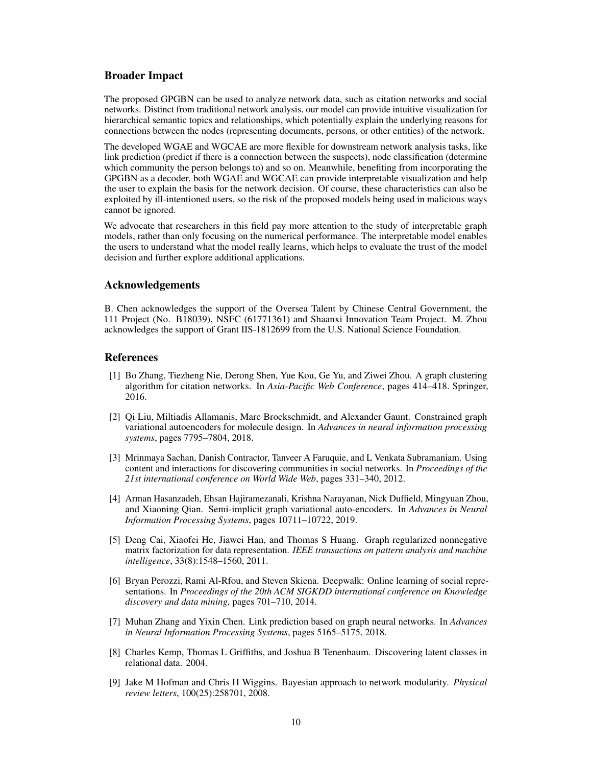## Broader Impact

The proposed GPGBN can be used to analyze network data, such as citation networks and social networks. Distinct from traditional network analysis, our model can provide intuitive visualization for hierarchical semantic topics and relationships, which potentially explain the underlying reasons for connections between the nodes (representing documents, persons, or other entities) of the network.

The developed WGAE and WGCAE are more flexible for downstream network analysis tasks, like link prediction (predict if there is a connection between the suspects), node classification (determine which community the person belongs to) and so on. Meanwhile, benefiting from incorporating the GPGBN as a decoder, both WGAE and WGCAE can provide interpretable visualization and help the user to explain the basis for the network decision. Of course, these characteristics can also be exploited by ill-intentioned users, so the risk of the proposed models being used in malicious ways cannot be ignored.

We advocate that researchers in this field pay more attention to the study of interpretable graph models, rather than only focusing on the numerical performance. The interpretable model enables the users to understand what the model really learns, which helps to evaluate the trust of the model decision and further explore additional applications.

## Acknowledgements

B. Chen acknowledges the support of the Oversea Talent by Chinese Central Government, the 111 Project (No. B18039), NSFC (61771361) and Shaanxi Innovation Team Project. M. Zhou acknowledges the support of Grant IIS-1812699 from the U.S. National Science Foundation.

## References

[1] Bo Zhang, Tiezheng Nie, Derong Shen, Yue Kou, Ge Yu, and Ziwei Zhou. A graph clustering algorithm for citation networks. In *Asia-Pacific Web Conference*, pages 414–418. Springer, 2016.

[2] Qi Liu, Miltiadis Allamanis, Marc Brockschmidt, and Alexander Gaunt. Constrained graph variational autoencoders for molecule design. In *Advances in neural information processing systems*, pages 7795–7804, 2018.

[3] Mrinmaya Sachan, Danish Contractor, Tanveer A Faruquie, and L Venkata Subramaniam. Using content and interactions for discovering communities in social networks. In *Proceedings of the 21st international conference on World Wide Web*, pages 331–340, 2012.

[4] Arman Hasanzadeh, Ehsan Hajiramezanali, Krishna Narayanan, Nick Duffield, Mingyuan Zhou, and Xiaoning Qian. Semi-implicit graph variational auto-encoders. In *Advances in Neural Information Processing Systems*, pages 10711–10722, 2019.

[5] Deng Cai, Xiaofei He, Jiawei Han, and Thomas S Huang. Graph regularized nonnegative matrix factorization for data representation. *IEEE transactions on pattern analysis and machine intelligence*, 33(8):1548–1560, 2011.

[6] Bryan Perozzi, Rami Al-Rfou, and Steven Skiena. Deepwalk: Online learning of social representations. In *Proceedings of the 20th ACM SIGKDD international conference on Knowledge discovery and data mining*, pages 701–710, 2014.

[7] Muhan Zhang and Yixin Chen. Link prediction based on graph neural networks. In *Advances in Neural Information Processing Systems*, pages 5165–5175, 2018.

[8] Charles Kemp, Thomas L Griffiths, and Joshua B Tenenbaum. Discovering latent classes in relational data. 2004.

[9] Jake M Hofman and Chris H Wiggins. Bayesian approach to network modularity. *Physical review letters*, 100(25):258701, 2008.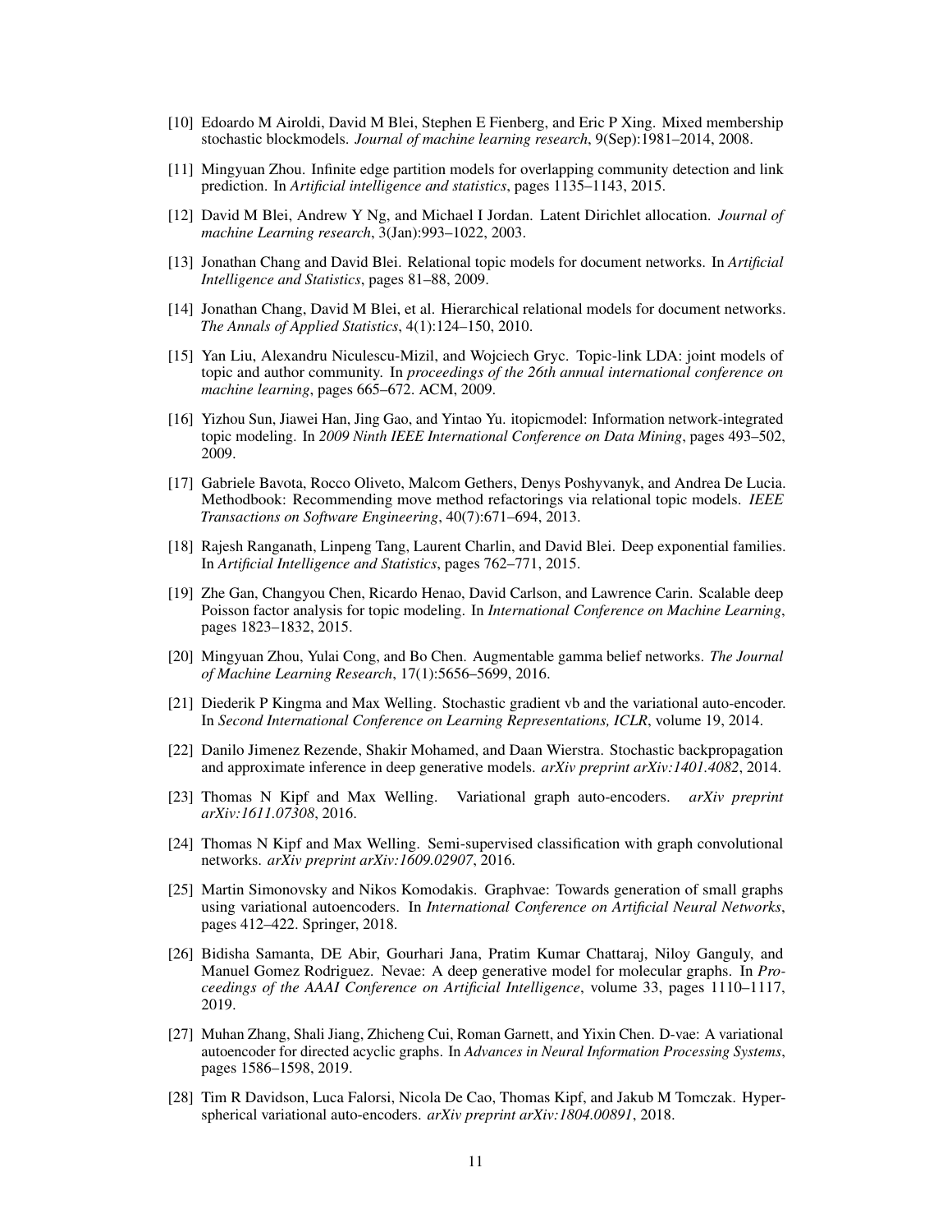[10] Edoardo M Airoldi, David M Blei, Stephen E Fienberg, and Eric P Xing. Mixed membership stochastic blockmodels. *Journal of machine learning research*, 9(Sep):1981–2014, 2008.

[11] Mingyuan Zhou. Infinite edge partition models for overlapping community detection and link prediction. In *Artificial intelligence and statistics*, pages 1135–1143, 2015.

[12] David M Blei, Andrew Y Ng, and Michael I Jordan. Latent Dirichlet allocation. *Journal of machine Learning research*, 3(Jan):993–1022, 2003.

[13] Jonathan Chang and David Blei. Relational topic models for document networks. In *Artificial Intelligence and Statistics*, pages 81–88, 2009.

[14] Jonathan Chang, David M Blei, et al. Hierarchical relational models for document networks. *The Annals of Applied Statistics*, 4(1):124–150, 2010.

[15] Yan Liu, Alexandru Niculescu-Mizil, and Wojciech Gryc. Topic-link LDA: joint models of topic and author community. In *proceedings of the 26th annual international conference on machine learning*, pages 665–672. ACM, 2009.

[16] Yizhou Sun, Jiawei Han, Jing Gao, and Yintao Yu. itopicmodel: Information network-integrated topic modeling. In *2009 Ninth IEEE International Conference on Data Mining*, pages 493–502, 2009.

[17] Gabriele Bavota, Rocco Oliveto, Malcom Gethers, Denys Poshyvanyk, and Andrea De Lucia. Methodbook: Recommending move method refactorings via relational topic models. *IEEE Transactions on Software Engineering*, 40(7):671–694, 2013.

[18] Rajesh Ranganath, Linpeng Tang, Laurent Charlin, and David Blei. Deep exponential families. In *Artificial Intelligence and Statistics*, pages 762–771, 2015.

[19] Zhe Gan, Changyou Chen, Ricardo Henao, David Carlson, and Lawrence Carin. Scalable deep Poisson factor analysis for topic modeling. In *International Conference on Machine Learning*, pages 1823–1832, 2015.

[20] Mingyuan Zhou, Yulai Cong, and Bo Chen. Augmentable gamma belief networks. *The Journal of Machine Learning Research*, 17(1):5656–5699, 2016.

[21] Diederik P Kingma and Max Welling. Stochastic gradient vb and the variational auto-encoder. In *Second International Conference on Learning Representations, ICLR*, volume 19, 2014.

[22] Danilo Jimenez Rezende, Shakir Mohamed, and Daan Wierstra. Stochastic backpropagation and approximate inference in deep generative models. *arXiv preprint arXiv:1401.4082*, 2014.

[23] Thomas N Kipf and Max Welling. Variational graph auto-encoders. *arXiv preprint arXiv:1611.07308*, 2016.

[24] Thomas N Kipf and Max Welling. Semi-supervised classification with graph convolutional networks. *arXiv preprint arXiv:1609.02907*, 2016.

[25] Martin Simonovsky and Nikos Komodakis. Graphvae: Towards generation of small graphs using variational autoencoders. In *International Conference on Artificial Neural Networks*, pages 412–422. Springer, 2018.

[26] Bidisha Samanta, DE Abir, Gourhari Jana, Pratim Kumar Chattaraj, Niloy Ganguly, and Manuel Gomez Rodriguez. Nevae: A deep generative model for molecular graphs. In *Proceedings of the AAAI Conference on Artificial Intelligence*, volume 33, pages 1110–1117, 2019.

[27] Muhan Zhang, Shali Jiang, Zhicheng Cui, Roman Garnett, and Yixin Chen. D-vae: A variational autoencoder for directed acyclic graphs. In *Advances in Neural Information Processing Systems*, pages 1586–1598, 2019.

[28] Tim R Davidson, Luca Falorsi, Nicola De Cao, Thomas Kipf, and Jakub M Tomczak. Hyperspherical variational auto-encoders. *arXiv preprint arXiv:1804.00891*, 2018.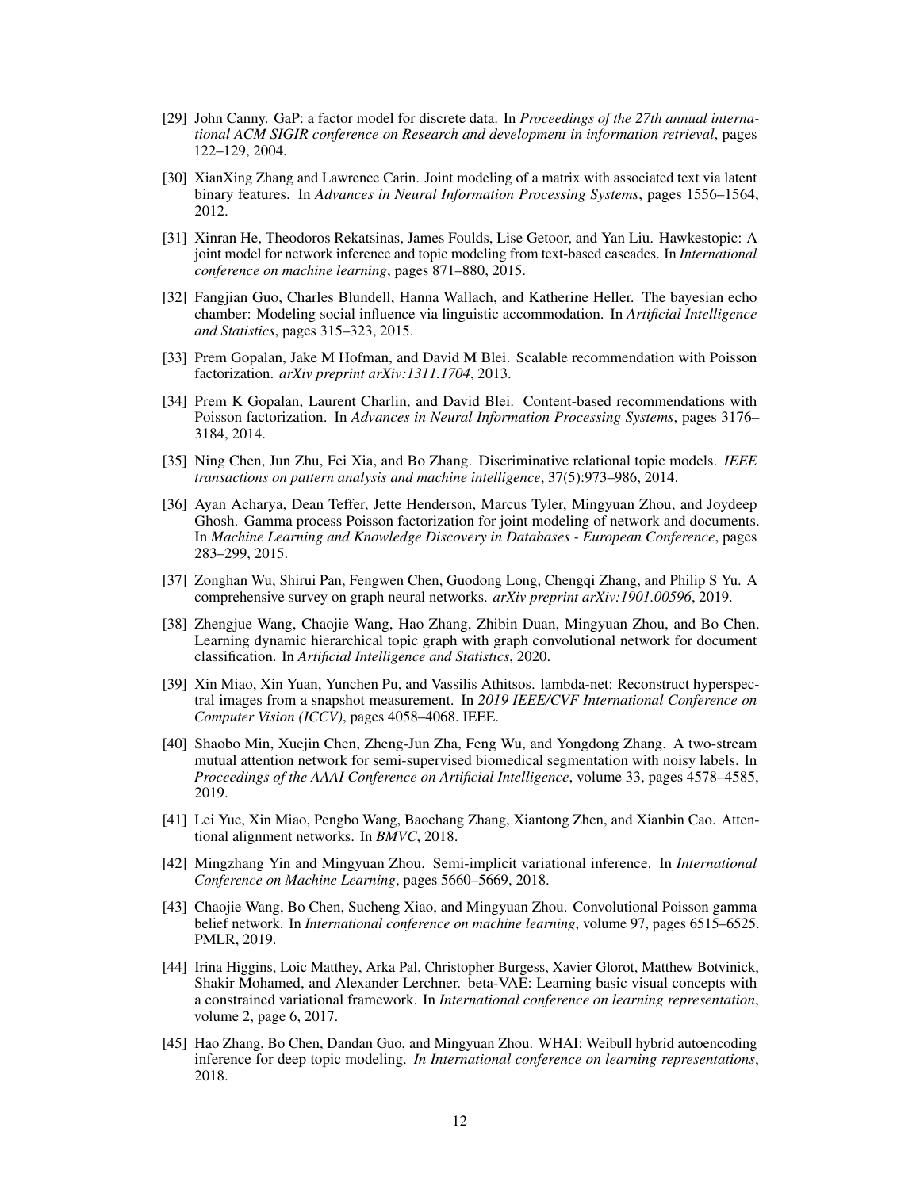[29] John Canny. GaP: a factor model for discrete data. In *Proceedings of the 27th annual international ACM SIGIR conference on Research and development in information retrieval*, pages 122–129, 2004.

[30] XianXing Zhang and Lawrence Carin. Joint modeling of a matrix with associated text via latent binary features. In *Advances in Neural Information Processing Systems*, pages 1556–1564, 2012.

[31] Xinran He, Theodoros Rekatsinas, James Foulds, Lise Getoor, and Yan Liu. Hawkestopic: A joint model for network inference and topic modeling from text-based cascades. In *International conference on machine learning*, pages 871–880, 2015.

[32] Fangjian Guo, Charles Blundell, Hanna Wallach, and Katherine Heller. The bayesian echo chamber: Modeling social influence via linguistic accommodation. In *Artificial Intelligence and Statistics*, pages 315–323, 2015.

[33] Prem Gopalan, Jake M Hofman, and David M Blei. Scalable recommendation with Poisson factorization. *arXiv preprint arXiv:1311.1704*, 2013.

[34] Prem K Gopalan, Laurent Charlin, and David Blei. Content-based recommendations with Poisson factorization. In *Advances in Neural Information Processing Systems*, pages 3176–3184, 2014.

[35] Ning Chen, Jun Zhu, Fei Xia, and Bo Zhang. Discriminative relational topic models. *IEEE transactions on pattern analysis and machine intelligence*, 37(5):973–986, 2014.

[36] Ayan Acharya, Dean Teffer, Jette Henderson, Marcus Tyler, Mingyuan Zhou, and Joydeep Ghosh. Gamma process Poisson factorization for joint modeling of network and documents. In *Machine Learning and Knowledge Discovery in Databases - European Conference*, pages 283–299, 2015.

[37] Zonghan Wu, Shirui Pan, Fengwen Chen, Guodong Long, Chengqi Zhang, and Philip S Yu. A comprehensive survey on graph neural networks. *arXiv preprint arXiv:1901.00596*, 2019.

[38] Zhengjue Wang, Chaojie Wang, Hao Zhang, Zhibin Duan, Mingyuan Zhou, and Bo Chen. Learning dynamic hierarchical topic graph with graph convolutional network for document classification. In *Artificial Intelligence and Statistics*, 2020.

[39] Xin Miao, Xin Yuan, Yunchen Pu, and Vassilis Athitsos. lambda-net: Reconstruct hyperspectral images from a snapshot measurement. In *2019 IEEE/CVF International Conference on Computer Vision (ICCV)*, pages 4058–4068. IEEE.

[40] Shaobo Min, Xuejin Chen, Zheng-Jun Zha, Feng Wu, and Yongdong Zhang. A two-stream mutual attention network for semi-supervised biomedical segmentation with noisy labels. In *Proceedings of the AAAI Conference on Artificial Intelligence*, volume 33, pages 4578–4585, 2019.

[41] Lei Yue, Xin Miao, Pengbo Wang, Baochang Zhang, Xiantong Zhen, and Xianbin Cao. Attentional alignment networks. In *BMVC*, 2018.

[42] Mingzhang Yin and Mingyuan Zhou. Semi-implicit variational inference. In *International Conference on Machine Learning*, pages 5660–5669, 2018.

[43] Chaojie Wang, Bo Chen, Sucheng Xiao, and Mingyuan Zhou. Convolutional Poisson gamma belief network. In *International conference on machine learning*, volume 97, pages 6515–6525. PMLR, 2019.

[44] Irina Higgins, Loic Matthey, Arka Pal, Christopher Burgess, Xavier Glorot, Matthew Botvinick, Shakir Mohamed, and Alexander Lerchner. beta-VAE: Learning basic visual concepts with a constrained variational framework. In *International conference on learning representation*, volume 2, page 6, 2017.

[45] Hao Zhang, Bo Chen, Dandan Guo, and Mingyuan Zhou. WHAI: Weibull hybrid autoencoding inference for deep topic modeling. *In International conference on learning representations*, 2018.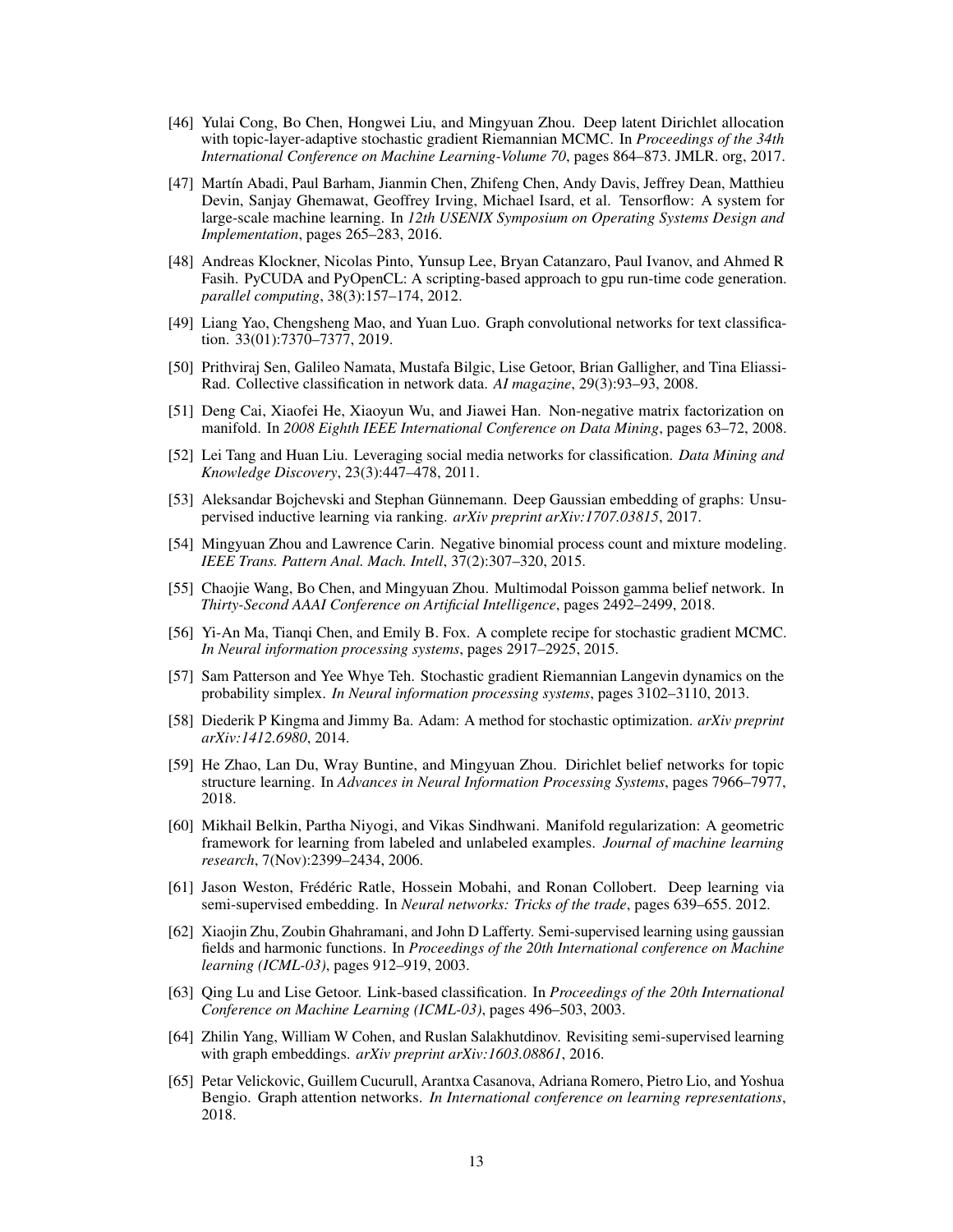[46] Yulai Cong, Bo Chen, Hongwei Liu, and Mingyuan Zhou. Deep latent Dirichlet allocation with topic-layer-adaptive stochastic gradient Riemannian MCMC. In *Proceedings of the 34th International Conference on Machine Learning-Volume 70*, pages 864–873. JMLR. org, 2017.

[47] Martín Abadi, Paul Barham, Jianmin Chen, Zhifeng Chen, Andy Davis, Jeffrey Dean, Matthieu Devin, Sanjay Ghemawat, Geoffrey Irving, Michael Isard, et al. Tensorflow: A system for large-scale machine learning. In *12th USENIX Symposium on Operating Systems Design and Implementation*, pages 265–283, 2016.

[48] Andreas Klockner, Nicolas Pinto, Yunsup Lee, Bryan Catanzaro, Paul Ivanov, and Ahmed R Fasih. PyCUDA and PyOpenCL: A scripting-based approach to gpu run-time code generation. *parallel computing*, 38(3):157–174, 2012.

[49] Liang Yao, Chengsheng Mao, and Yuan Luo. Graph convolutional networks for text classification. 33(01):7370–7377, 2019.

[50] Prithviraj Sen, Galileo Namata, Mustafa Bilgic, Lise Getoor, Brian Galligher, and Tina Eliassi-Rad. Collective classification in network data. *AI magazine*, 29(3):93–93, 2008.

[51] Deng Cai, Xiaofei He, Xiaoyun Wu, and Jiawei Han. Non-negative matrix factorization on manifold. In *2008 Eighth IEEE International Conference on Data Mining*, pages 63–72, 2008.

[52] Lei Tang and Huan Liu. Leveraging social media networks for classification. *Data Mining and Knowledge Discovery*, 23(3):447–478, 2011.

[53] Aleksandar Bojchevski and Stephan Günnemann. Deep Gaussian embedding of graphs: Unsupervised inductive learning via ranking. *arXiv preprint arXiv:1707.03815*, 2017.

[54] Mingyuan Zhou and Lawrence Carin. Negative binomial process count and mixture modeling. *IEEE Trans. Pattern Anal. Mach. Intell*, 37(2):307–320, 2015.

[55] Chaojie Wang, Bo Chen, and Mingyuan Zhou. Multimodal Poisson gamma belief network. In *Thirty-Second AAAI Conference on Artificial Intelligence*, pages 2492–2499, 2018.

[56] Yi-An Ma, Tianqi Chen, and Emily B. Fox. A complete recipe for stochastic gradient MCMC. *In Neural information processing systems*, pages 2917–2925, 2015.

[57] Sam Patterson and Yee Whye Teh. Stochastic gradient Riemannian Langevin dynamics on the probability simplex. *In Neural information processing systems*, pages 3102–3110, 2013.

[58] Diederik P Kingma and Jimmy Ba. Adam: A method for stochastic optimization. *arXiv preprint arXiv:1412.6980*, 2014.

[59] He Zhao, Lan Du, Wray Buntine, and Mingyuan Zhou. Dirichlet belief networks for topic structure learning. In *Advances in Neural Information Processing Systems*, pages 7966–7977, 2018.

[60] Mikhail Belkin, Partha Niyogi, and Vikas Sindhwani. Manifold regularization: A geometric framework for learning from labeled and unlabeled examples. *Journal of machine learning research*, 7(Nov):2399–2434, 2006.

[61] Jason Weston, Frédéric Ratle, Hossein Mobahi, and Ronan Collobert. Deep learning via semi-supervised embedding. In *Neural networks: Tricks of the trade*, pages 639–655. 2012.

[62] Xiaojin Zhu, Zoubin Ghahramani, and John D Lafferty. Semi-supervised learning using gaussian fields and harmonic functions. In *Proceedings of the 20th International conference on Machine learning (ICML-03)*, pages 912–919, 2003.

[63] Qing Lu and Lise Getoor. Link-based classification. In *Proceedings of the 20th International Conference on Machine Learning (ICML-03)*, pages 496–503, 2003.

[64] Zhilin Yang, William W Cohen, and Ruslan Salakhutdinov. Revisiting semi-supervised learning with graph embeddings. *arXiv preprint arXiv:1603.08861*, 2016.

[65] Petar Velickovic, Guillem Cucurull, Arantxa Casanova, Adriana Romero, Pietro Lio, and Yoshua Bengio. Graph attention networks. *In International conference on learning representations*, 2018.